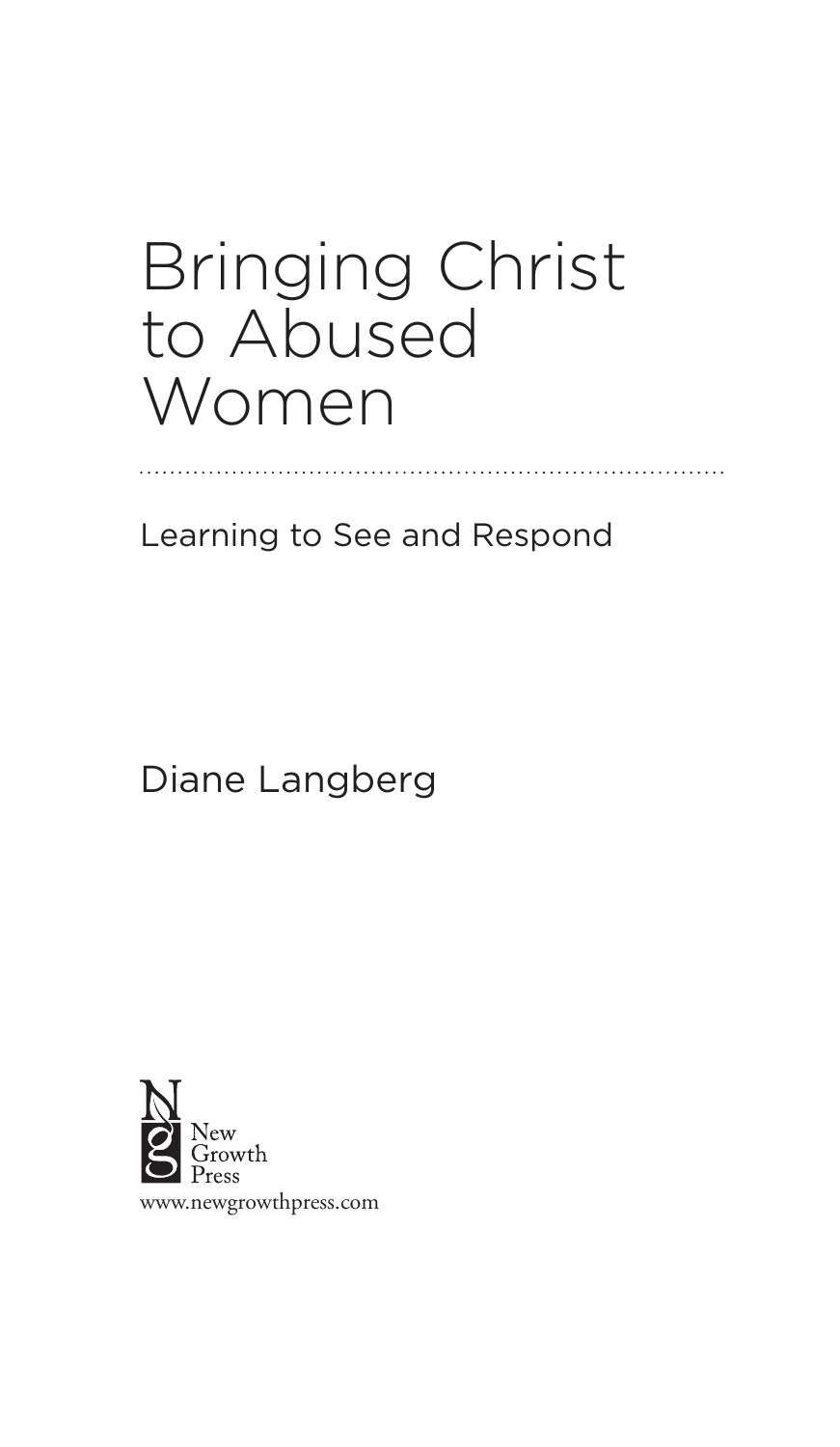# Bringing Christ to Abused Women

## Learning to See and Respond

Diane Langberg

New Growth Press

www.newgrowthpress.com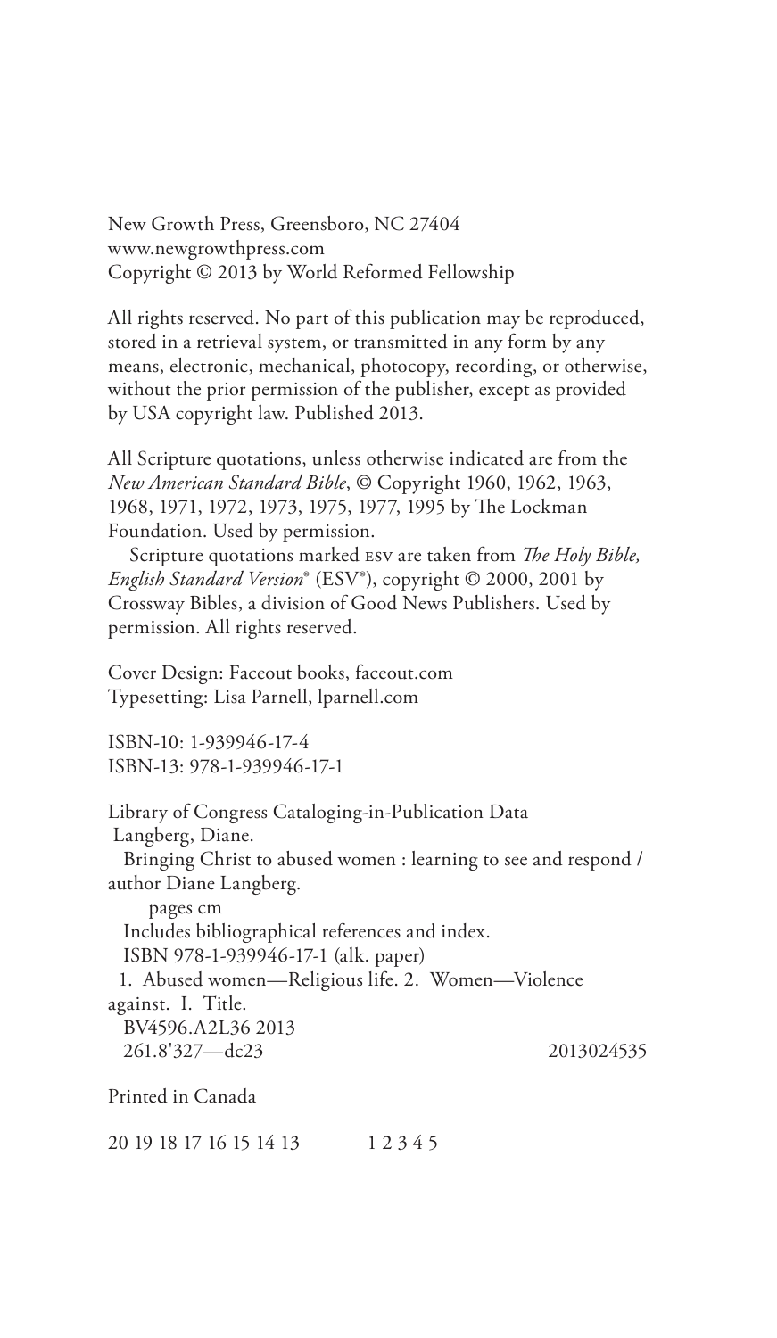New Growth Press, Greensboro, NC 27404
www.newgrowthpress.com
Copyright © 2013 by World Reformed Fellowship

All rights reserved. No part of this publication may be reproduced, stored in a retrieval system, or transmitted in any form by any means, electronic, mechanical, photocopy, recording, or otherwise, without the prior permission of the publisher, except as provided by USA copyright law. Published 2013.

All Scripture quotations, unless otherwise indicated are from the *New American Standard Bible*, © Copyright 1960, 1962, 1963, 1968, 1971, 1972, 1973, 1975, 1977, 1995 by The Lockman Foundation. Used by permission.

Scripture quotations marked ESV are taken from *The Holy Bible, English Standard Version®* (ESV®), copyright © 2000, 2001 by Crossway Bibles, a division of Good News Publishers. Used by permission. All rights reserved.

Cover Design: Faceout books, faceout.com
Typesetting: Lisa Parnell, lparnell.com

ISBN-10: 1-939946-17-4
ISBN-13: 978-1-939946-17-1

Library of Congress Cataloging-in-Publication Data
Langberg, Diane.
Bringing Christ to abused women : learning to see and respond / author Diane Langberg.
pages cm
Includes bibliographical references and index.
ISBN 978-1-939946-17-1 (alk. paper)
1. Abused women—Religious life. 2. Women—Violence against. I. Title.
BV4596.A2L36 2013
261.8'327—dc23 2013024535

Printed in Canada

20 19 18 17 16 15 14 13 1 2 3 4 5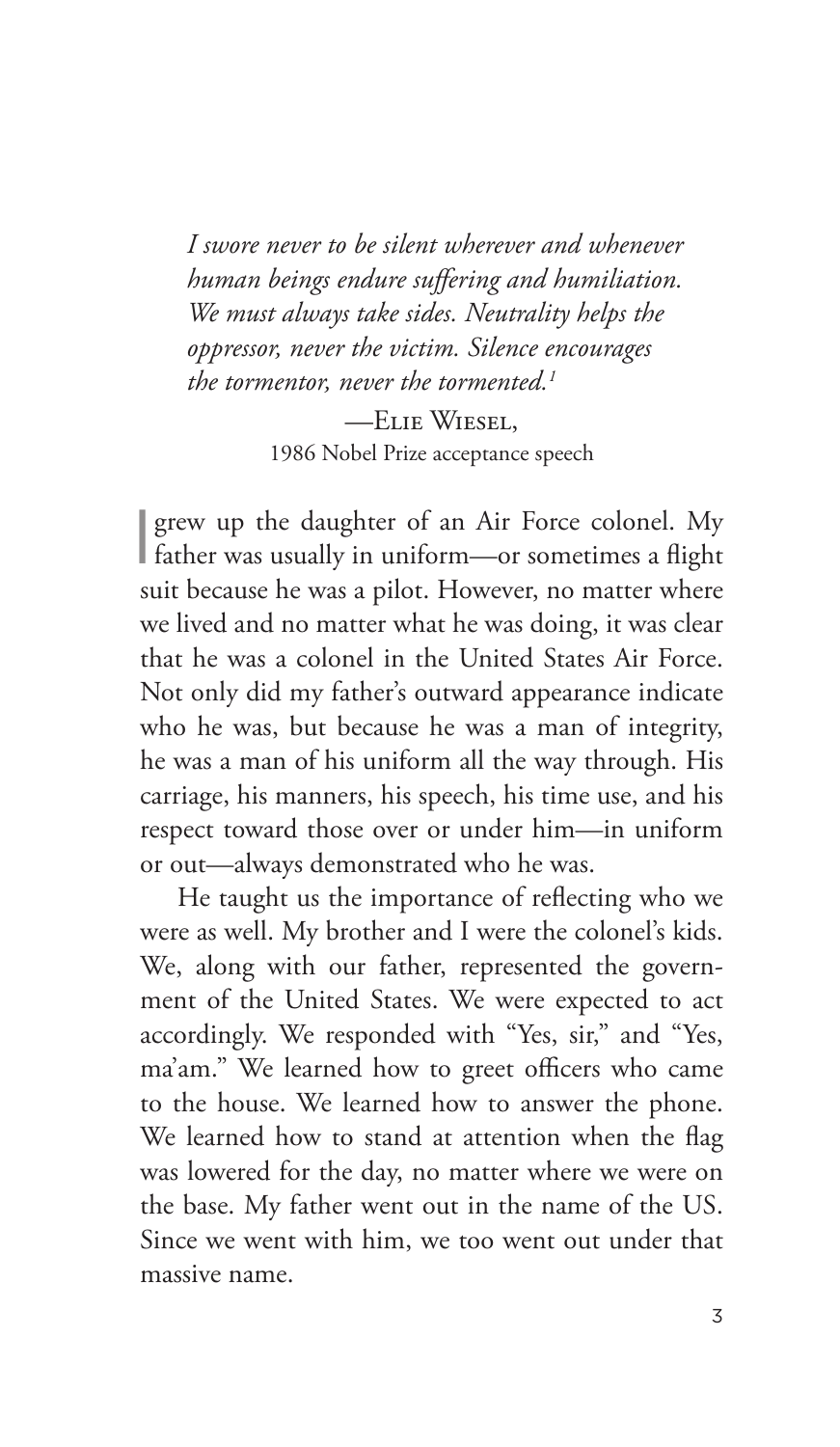*I swore never to be silent wherever and whenever human beings endure suffering and humiliation. We must always take sides. Neutrality helps the oppressor, never the victim. Silence encourages the tormentor, never the tormented.*[1]

—Elie Wiesel,
1986 Nobel Prize acceptance speech

I grew up the daughter of an Air Force colonel. My father was usually in uniform—or sometimes a flight suit because he was a pilot. However, no matter where we lived and no matter what he was doing, it was clear that he was a colonel in the United States Air Force. Not only did my father's outward appearance indicate who he was, but because he was a man of integrity, he was a man of his uniform all the way through. His carriage, his manners, his speech, his time use, and his respect toward those over or under him—in uniform or out—always demonstrated who he was.

He taught us the importance of reflecting who we were as well. My brother and I were the colonel's kids. We, along with our father, represented the government of the United States. We were expected to act accordingly. We responded with "Yes, sir," and "Yes, ma'am." We learned how to greet officers who came to the house. We learned how to answer the phone. We learned how to stand at attention when the flag was lowered for the day, no matter where we were on the base. My father went out in the name of the US. Since we went with him, we too went out under that massive name.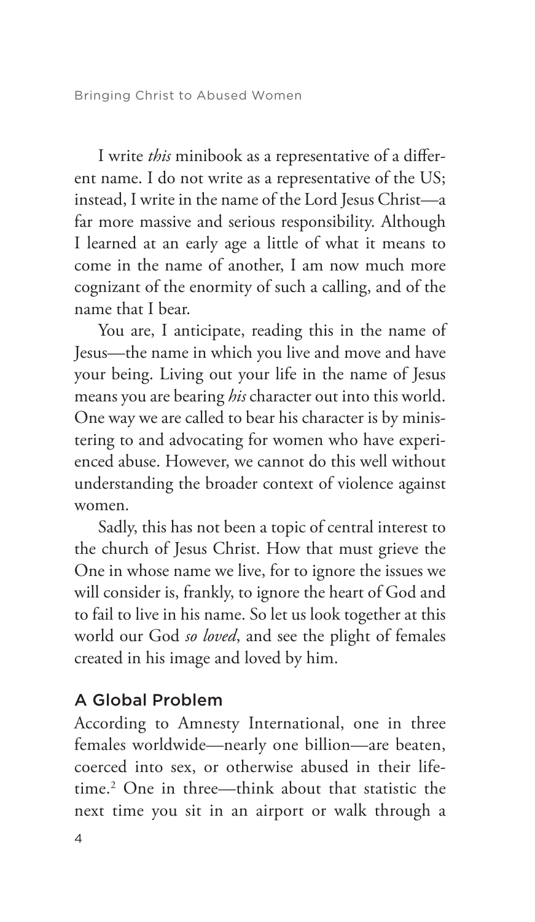I write *this* minibook as a representative of a different name. I do not write as a representative of the US; instead, I write in the name of the Lord Jesus Christ—a far more massive and serious responsibility. Although I learned at an early age a little of what it means to come in the name of another, I am now much more cognizant of the enormity of such a calling, and of the name that I bear.

You are, I anticipate, reading this in the name of Jesus—the name in which you live and move and have your being. Living out your life in the name of Jesus means you are bearing *his* character out into this world. One way we are called to bear his character is by ministering to and advocating for women who have experienced abuse. However, we cannot do this well without understanding the broader context of violence against women.

Sadly, this has not been a topic of central interest to the church of Jesus Christ. How that must grieve the One in whose name we live, for to ignore the issues we will consider is, frankly, to ignore the heart of God and to fail to live in his name. So let us look together at this world our God *so loved*, and see the plight of females created in his image and loved by him.

## A Global Problem

According to Amnesty International, one in three females worldwide—nearly one billion—are beaten, coerced into sex, or otherwise abused in their lifetime.[2] One in three—think about that statistic the next time you sit in an airport or walk through a